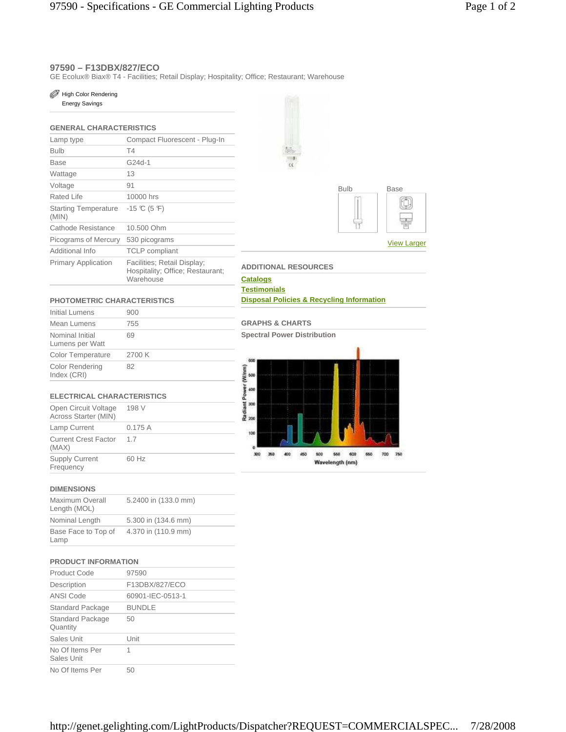## 97590 – F13DBX/827/ECO

GE Ecolux® Biax® T4 - Facilities; Retail Display; Hospitality; Office; Restaurant; Warehouse

High Color Rendering
Energy Savings

### GENERAL CHARACTERISTICS

| | |
|---|---|
| Lamp type | Compact Fluorescent - Plug-In |
| Bulb | T4 |
| Base | G24d-1 |
| Wattage | 13 |
| Voltage | 91 |
| Rated Life | 10000 hrs |
| Starting Temperature (MIN) | -15 ℃ (5 ℉) |
| Cathode Resistance | 10.500 Ohm |
| Picograms of Mercury | 530 picograms |
| Additional Info | TCLP compliant |
| Primary Application | Facilities; Retail Display; Hospitality; Office; Restaurant; Warehouse |

### PHOTOMETRIC CHARACTERISTICS

| | |
|---|---|
| Initial Lumens | 900 |
| Mean Lumens | 755 |
| Nominal Initial Lumens per Watt | 69 |
| Color Temperature | 2700 K |
| Color Rendering Index (CRI) | 82 |

### ELECTRICAL CHARACTERISTICS

| | |
|---|---|
| Open Circuit Voltage Across Starter (MIN) | 198 V |
| Lamp Current | 0.175 A |
| Current Crest Factor (MAX) | 1.7 |
| Supply Current Frequency | 60 Hz |

### DIMENSIONS

| | |
|---|---|
| Maximum Overall Length (MOL) | 5.2400 in (133.0 mm) |
| Nominal Length | 5.300 in (134.6 mm) |
| Base Face to Top of Lamp | 4.370 in (110.9 mm) |

### PRODUCT INFORMATION

| | |
|---|---|
| Product Code | 97590 |
| Description | F13DBX/827/ECO |
| ANSI Code | 60901-IEC-0513-1 |
| Standard Package | BUNDLE |
| Standard Package Quantity | 50 |
| Sales Unit | Unit |
| No Of Items Per Sales Unit | 1 |
| No Of Items Per | 50 |

Bulb    Base

View Larger

### ADDITIONAL RESOURCES

Catalogs
Testimonials
Disposal Policies & Recycling Information

### GRAPHS & CHARTS

**Spectral Power Distribution**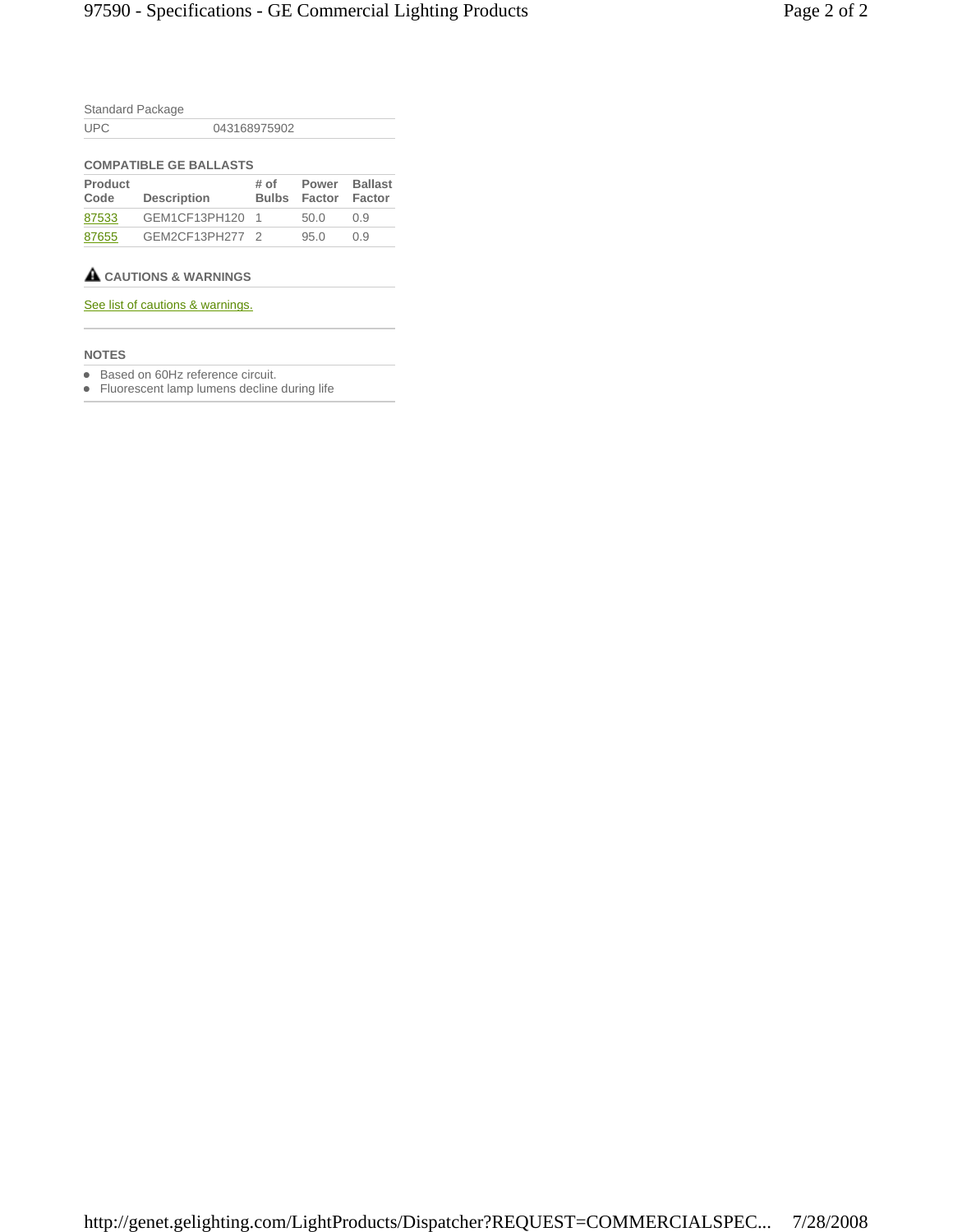Standard Package

| | |
|---|---|
| UPC | 043168975902 |

### COMPATIBLE GE BALLASTS

| Product Code | Description | # of Bulbs | Power Factor | Ballast Factor |
|---|---|---|---|---|
| 87533 | GEM1CF13PH120 | 1 | 50.0 | 0.9 |
| 87655 | GEM2CF13PH277 | 2 | 95.0 | 0.9 |

### CAUTIONS & WARNINGS

See list of cautions & warnings.

### NOTES

- Based on 60Hz reference circuit.
- Fluorescent lamp lumens decline during life